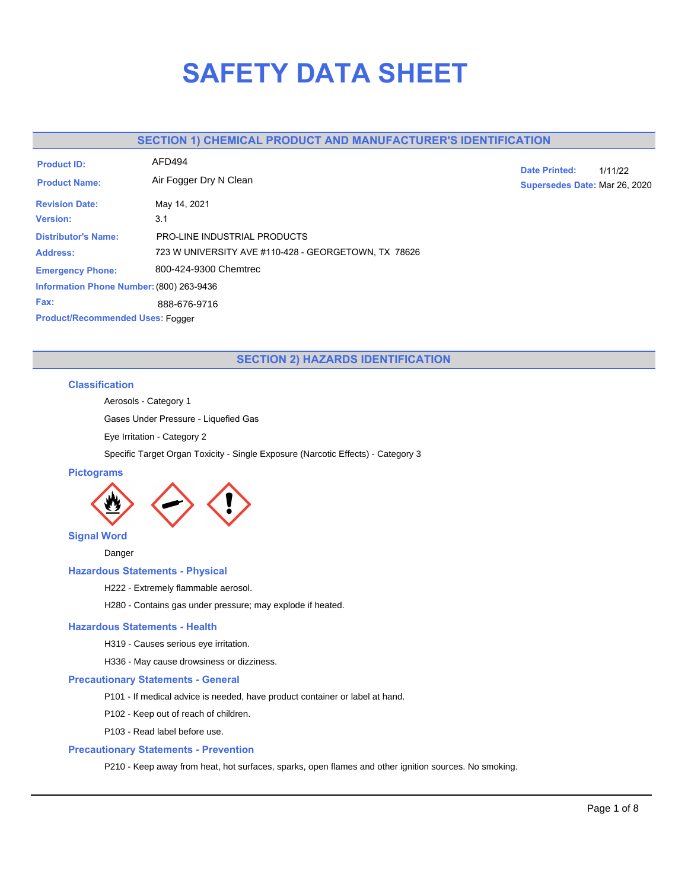# SAFETY DATA SHEET

## SECTION 1) CHEMICAL PRODUCT AND MANUFACTURER'S IDENTIFICATION

**Product ID:** AFD494

**Product Name:** Air Fogger Dry N Clean

**Date Printed:** 1/11/22

**Supersedes Date:** Mar 26, 2020

**Revision Date:** May 14, 2021

**Version:** 3.1

**Distributor's Name:** PRO-LINE INDUSTRIAL PRODUCTS

**Address:** 723 W UNIVERSITY AVE #110-428 - GEORGETOWN, TX 78626

**Emergency Phone:** 800-424-9300 Chemtrec

**Information Phone Number:** (800) 263-9436

**Fax:** 888-676-9716

**Product/Recommended Uses:** Fogger

## SECTION 2) HAZARDS IDENTIFICATION

### Classification

Aerosols - Category 1

Gases Under Pressure - Liquefied Gas

Eye Irritation - Category 2

Specific Target Organ Toxicity - Single Exposure (Narcotic Effects) - Category 3

### Pictograms

### Signal Word

Danger

### Hazardous Statements - Physical

H222 - Extremely flammable aerosol.

H280 - Contains gas under pressure; may explode if heated.

### Hazardous Statements - Health

H319 - Causes serious eye irritation.

H336 - May cause drowsiness or dizziness.

### Precautionary Statements - General

P101 - If medical advice is needed, have product container or label at hand.

P102 - Keep out of reach of children.

P103 - Read label before use.

### Precautionary Statements - Prevention

P210 - Keep away from heat, hot surfaces, sparks, open flames and other ignition sources. No smoking.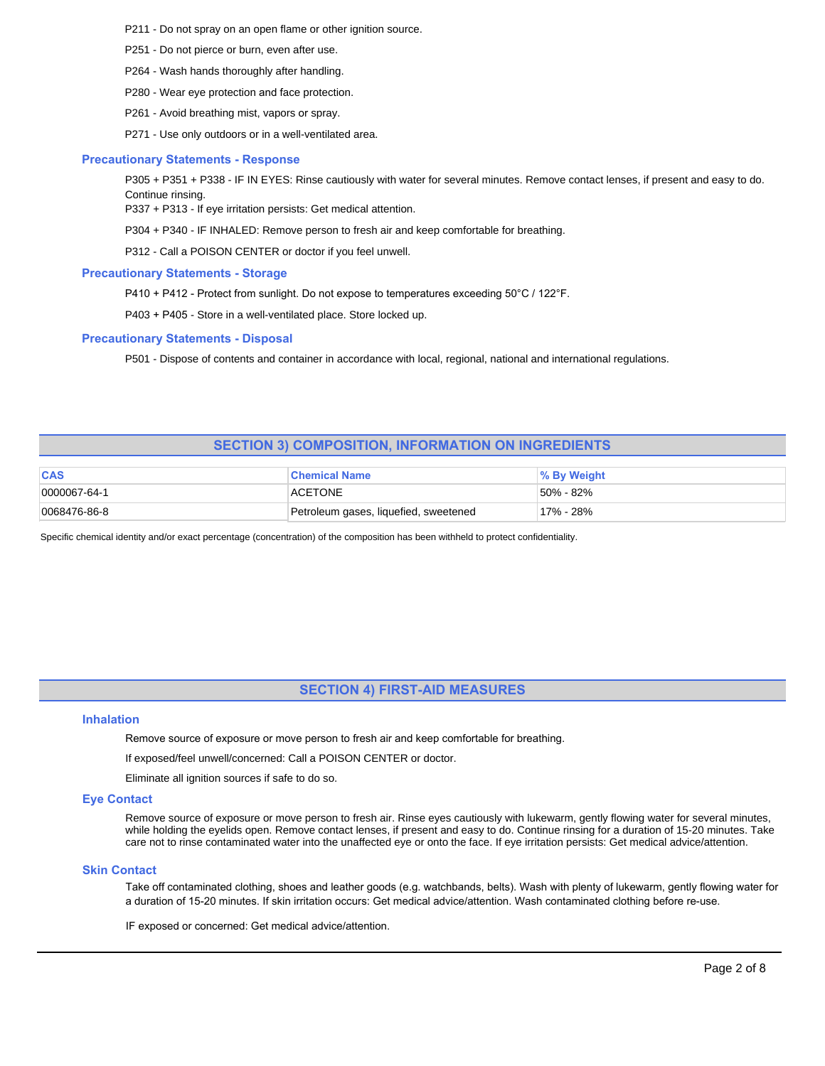P211 - Do not spray on an open flame or other ignition source.

P251 - Do not pierce or burn, even after use.

P264 - Wash hands thoroughly after handling.

P280 - Wear eye protection and face protection.

P261 - Avoid breathing mist, vapors or spray.

P271 - Use only outdoors or in a well-ventilated area.

### Precautionary Statements - Response

P305 + P351 + P338 - IF IN EYES: Rinse cautiously with water for several minutes. Remove contact lenses, if present and easy to do. Continue rinsing.

P337 + P313 - If eye irritation persists: Get medical attention.

P304 + P340 - IF INHALED: Remove person to fresh air and keep comfortable for breathing.

P312 - Call a POISON CENTER or doctor if you feel unwell.

### Precautionary Statements - Storage

P410 + P412 - Protect from sunlight. Do not expose to temperatures exceeding 50°C / 122°F.

P403 + P405 - Store in a well-ventilated place. Store locked up.

### Precautionary Statements - Disposal

P501 - Dispose of contents and container in accordance with local, regional, national and international regulations.

## SECTION 3) COMPOSITION, INFORMATION ON INGREDIENTS

| CAS | Chemical Name | % By Weight |
|---|---|---|
| 0000067-64-1 | ACETONE | 50% - 82% |
| 0068476-86-8 | Petroleum gases, liquefied, sweetened | 17% - 28% |

Specific chemical identity and/or exact percentage (concentration) of the composition has been withheld to protect confidentiality.

## SECTION 4) FIRST-AID MEASURES

### Inhalation

Remove source of exposure or move person to fresh air and keep comfortable for breathing.

If exposed/feel unwell/concerned: Call a POISON CENTER or doctor.

Eliminate all ignition sources if safe to do so.

### Eye Contact

Remove source of exposure or move person to fresh air. Rinse eyes cautiously with lukewarm, gently flowing water for several minutes, while holding the eyelids open. Remove contact lenses, if present and easy to do. Continue rinsing for a duration of 15-20 minutes. Take care not to rinse contaminated water into the unaffected eye or onto the face. If eye irritation persists: Get medical advice/attention.

### Skin Contact

Take off contaminated clothing, shoes and leather goods (e.g. watchbands, belts). Wash with plenty of lukewarm, gently flowing water for a duration of 15-20 minutes. If skin irritation occurs: Get medical advice/attention. Wash contaminated clothing before re-use.

IF exposed or concerned: Get medical advice/attention.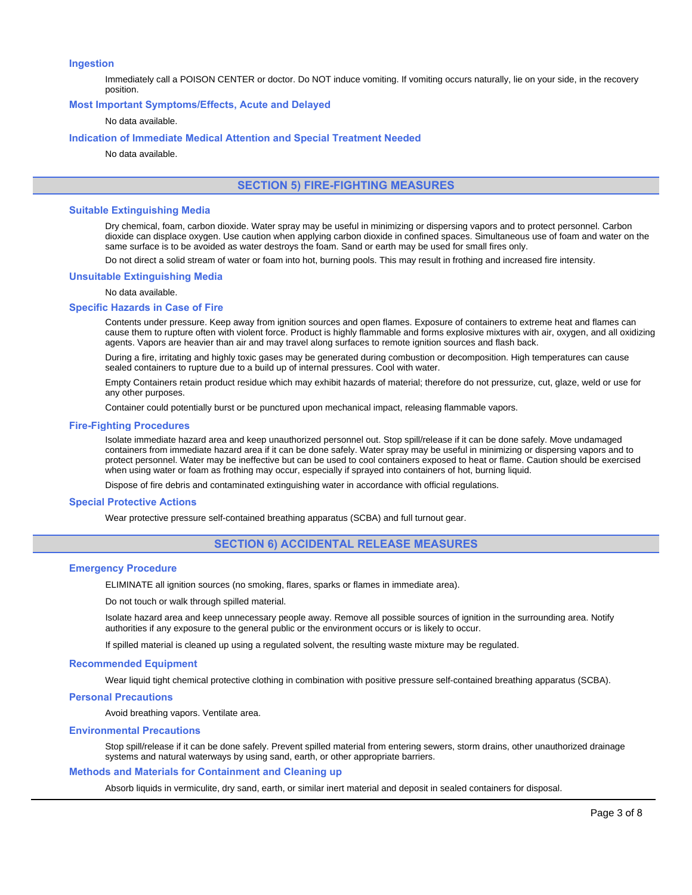### Ingestion

Immediately call a POISON CENTER or doctor. Do NOT induce vomiting. If vomiting occurs naturally, lie on your side, in the recovery position.

### Most Important Symptoms/Effects, Acute and Delayed

No data available.

### Indication of Immediate Medical Attention and Special Treatment Needed

No data available.

## SECTION 5) FIRE-FIGHTING MEASURES

### Suitable Extinguishing Media

Dry chemical, foam, carbon dioxide. Water spray may be useful in minimizing or dispersing vapors and to protect personnel. Carbon dioxide can displace oxygen. Use caution when applying carbon dioxide in confined spaces. Simultaneous use of foam and water on the same surface is to be avoided as water destroys the foam. Sand or earth may be used for small fires only.

Do not direct a solid stream of water or foam into hot, burning pools. This may result in frothing and increased fire intensity.

### Unsuitable Extinguishing Media

No data available.

### Specific Hazards in Case of Fire

Contents under pressure. Keep away from ignition sources and open flames. Exposure of containers to extreme heat and flames can cause them to rupture often with violent force. Product is highly flammable and forms explosive mixtures with air, oxygen, and all oxidizing agents. Vapors are heavier than air and may travel along surfaces to remote ignition sources and flash back.

During a fire, irritating and highly toxic gases may be generated during combustion or decomposition. High temperatures can cause sealed containers to rupture due to a build up of internal pressures. Cool with water.

Empty Containers retain product residue which may exhibit hazards of material; therefore do not pressurize, cut, glaze, weld or use for any other purposes.

Container could potentially burst or be punctured upon mechanical impact, releasing flammable vapors.

### Fire-Fighting Procedures

Isolate immediate hazard area and keep unauthorized personnel out. Stop spill/release if it can be done safely. Move undamaged containers from immediate hazard area if it can be done safely. Water spray may be useful in minimizing or dispersing vapors and to protect personnel. Water may be ineffective but can be used to cool containers exposed to heat or flame. Caution should be exercised when using water or foam as frothing may occur, especially if sprayed into containers of hot, burning liquid.

Dispose of fire debris and contaminated extinguishing water in accordance with official regulations.

### Special Protective Actions

Wear protective pressure self-contained breathing apparatus (SCBA) and full turnout gear.

## SECTION 6) ACCIDENTAL RELEASE MEASURES

### Emergency Procedure

ELIMINATE all ignition sources (no smoking, flares, sparks or flames in immediate area).

Do not touch or walk through spilled material.

Isolate hazard area and keep unnecessary people away. Remove all possible sources of ignition in the surrounding area. Notify authorities if any exposure to the general public or the environment occurs or is likely to occur.

If spilled material is cleaned up using a regulated solvent, the resulting waste mixture may be regulated.

### Recommended Equipment

Wear liquid tight chemical protective clothing in combination with positive pressure self-contained breathing apparatus (SCBA).

### Personal Precautions

Avoid breathing vapors. Ventilate area.

### Environmental Precautions

Stop spill/release if it can be done safely. Prevent spilled material from entering sewers, storm drains, other unauthorized drainage systems and natural waterways by using sand, earth, or other appropriate barriers.

### Methods and Materials for Containment and Cleaning up

Absorb liquids in vermiculite, dry sand, earth, or similar inert material and deposit in sealed containers for disposal.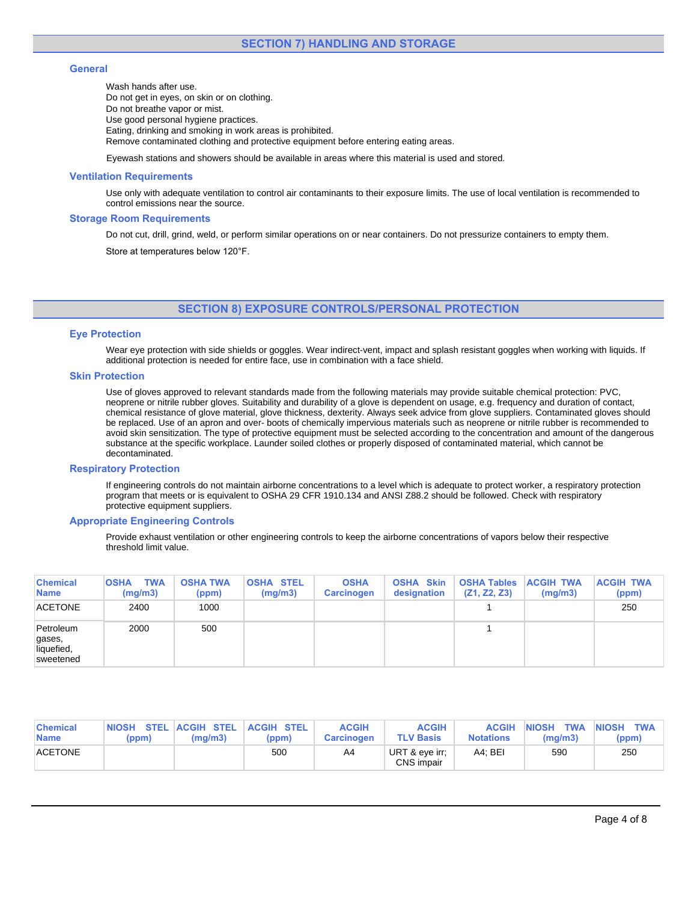## SECTION 7) HANDLING AND STORAGE

### General

Wash hands after use.
Do not get in eyes, on skin or on clothing.
Do not breathe vapor or mist.
Use good personal hygiene practices.
Eating, drinking and smoking in work areas is prohibited.
Remove contaminated clothing and protective equipment before entering eating areas.

Eyewash stations and showers should be available in areas where this material is used and stored.

### Ventilation Requirements

Use only with adequate ventilation to control air contaminants to their exposure limits. The use of local ventilation is recommended to control emissions near the source.

### Storage Room Requirements

Do not cut, drill, grind, weld, or perform similar operations on or near containers. Do not pressurize containers to empty them.

Store at temperatures below 120°F.

## SECTION 8) EXPOSURE CONTROLS/PERSONAL PROTECTION

### Eye Protection

Wear eye protection with side shields or goggles. Wear indirect-vent, impact and splash resistant goggles when working with liquids. If additional protection is needed for entire face, use in combination with a face shield.

### Skin Protection

Use of gloves approved to relevant standards made from the following materials may provide suitable chemical protection: PVC, neoprene or nitrile rubber gloves. Suitability and durability of a glove is dependent on usage, e.g. frequency and duration of contact, chemical resistance of glove material, glove thickness, dexterity. Always seek advice from glove suppliers. Contaminated gloves should be replaced. Use of an apron and over- boots of chemically impervious materials such as neoprene or nitrile rubber is recommended to avoid skin sensitization. The type of protective equipment must be selected according to the concentration and amount of the dangerous substance at the specific workplace. Launder soiled clothes or properly disposed of contaminated material, which cannot be decontaminated.

### Respiratory Protection

If engineering controls do not maintain airborne concentrations to a level which is adequate to protect worker, a respiratory protection program that meets or is equivalent to OSHA 29 CFR 1910.134 and ANSI Z88.2 should be followed. Check with respiratory protective equipment suppliers.

### Appropriate Engineering Controls

Provide exhaust ventilation or other engineering controls to keep the airborne concentrations of vapors below their respective threshold limit value.

| Chemical Name | OSHA TWA (mg/m3) | OSHA TWA (ppm) | OSHA STEL (mg/m3) | OSHA Carcinogen | OSHA Skin designation | OSHA Tables (Z1, Z2, Z3) | ACGIH TWA (mg/m3) | ACGIH TWA (ppm) |
|---|---|---|---|---|---|---|---|---|
| ACETONE | 2400 | 1000 | | | | 1 | | 250 |
| Petroleum gases, liquefied, sweetened | 2000 | 500 | | | | 1 | | |

| Chemical Name | NIOSH STEL (ppm) | ACGIH STEL (mg/m3) | ACGIH STEL (ppm) | ACGIH Carcinogen | ACGIH TLV Basis | ACGIH Notations | NIOSH TWA (mg/m3) | NIOSH TWA (ppm) |
|---|---|---|---|---|---|---|---|---|
| ACETONE | | | 500 | A4 | URT & eye irr; CNS impair | A4; BEI | 590 | 250 |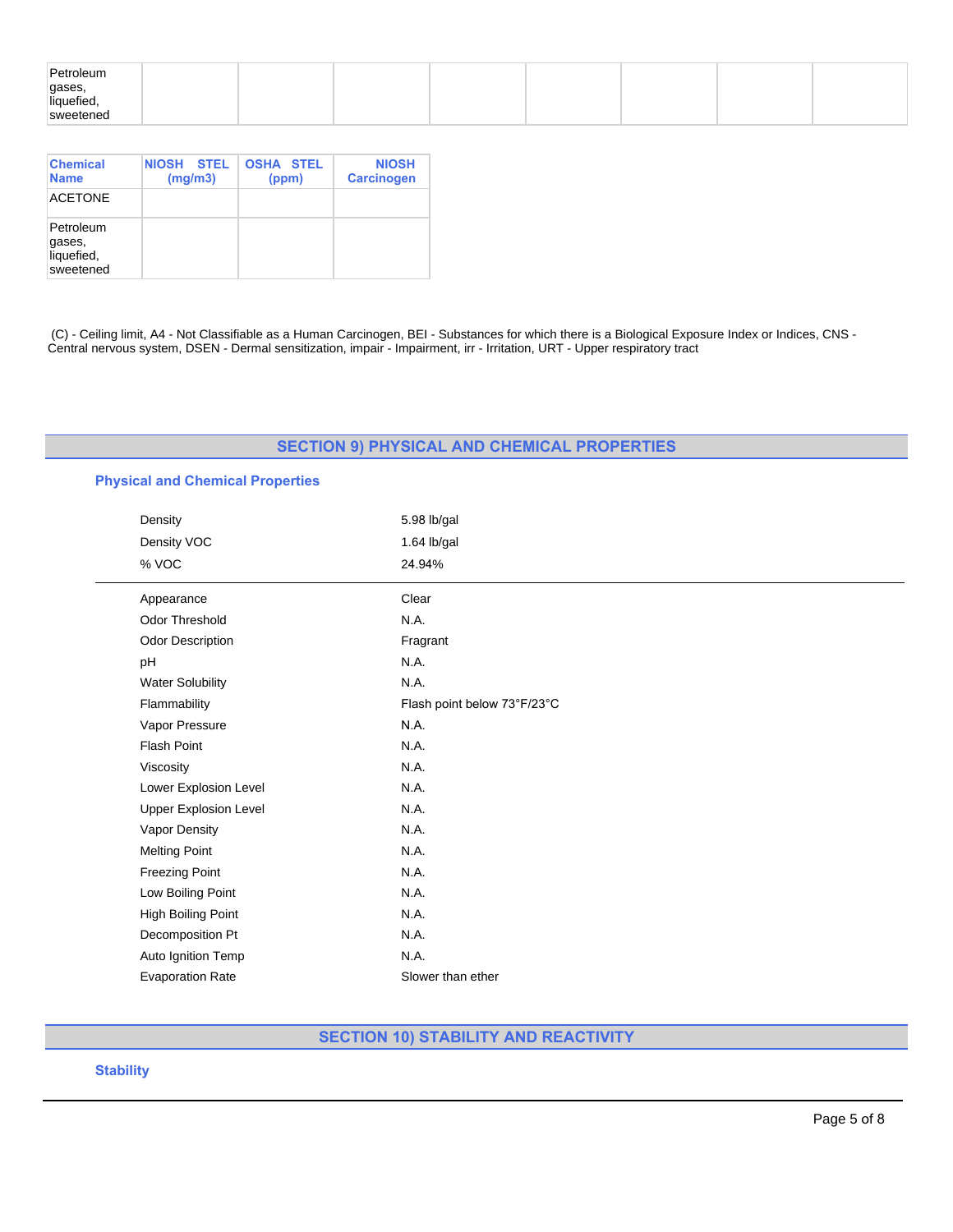| Petroleum gases, liquefied, sweetened | | | | | | | | |
|---|---|---|---|---|---|---|---|---|

| Chemical Name | NIOSH STEL (mg/m3) | OSHA STEL (ppm) | NIOSH Carcinogen |
|---|---|---|---|
| ACETONE | | | |
| Petroleum gases, liquefied, sweetened | | | |

(C) - Ceiling limit, A4 - Not Classifiable as a Human Carcinogen, BEI - Substances for which there is a Biological Exposure Index or Indices, CNS - Central nervous system, DSEN - Dermal sensitization, impair - Impairment, irr - Irritation, URT - Upper respiratory tract

## SECTION 9) PHYSICAL AND CHEMICAL PROPERTIES

### Physical and Chemical Properties

| | |
|---|---|
| Density | 5.98 lb/gal |
| Density VOC | 1.64 lb/gal |
| % VOC | 24.94% |

| | |
|---|---|
| Appearance | Clear |
| Odor Threshold | N.A. |
| Odor Description | Fragrant |
| pH | N.A. |
| Water Solubility | N.A. |
| Flammability | Flash point below 73°F/23°C |
| Vapor Pressure | N.A. |
| Flash Point | N.A. |
| Viscosity | N.A. |
| Lower Explosion Level | N.A. |
| Upper Explosion Level | N.A. |
| Vapor Density | N.A. |
| Melting Point | N.A. |
| Freezing Point | N.A. |
| Low Boiling Point | N.A. |
| High Boiling Point | N.A. |
| Decomposition Pt | N.A. |
| Auto Ignition Temp | N.A. |
| Evaporation Rate | Slower than ether |

## SECTION 10) STABILITY AND REACTIVITY

### Stability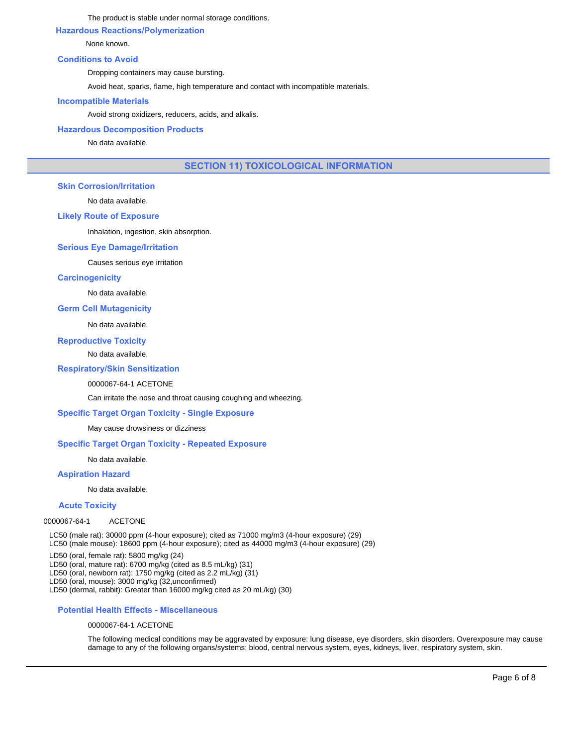The product is stable under normal storage conditions.

### Hazardous Reactions/Polymerization

None known.

### Conditions to Avoid

Dropping containers may cause bursting.

Avoid heat, sparks, flame, high temperature and contact with incompatible materials.

### Incompatible Materials

Avoid strong oxidizers, reducers, acids, and alkalis.

### Hazardous Decomposition Products

No data available.

## SECTION 11) TOXICOLOGICAL INFORMATION

### Skin Corrosion/Irritation

No data available.

### Likely Route of Exposure

Inhalation, ingestion, skin absorption.

### Serious Eye Damage/Irritation

Causes serious eye irritation

### Carcinogenicity

No data available.

### Germ Cell Mutagenicity

No data available.

### Reproductive Toxicity

No data available.

### Respiratory/Skin Sensitization

0000067-64-1 ACETONE

Can irritate the nose and throat causing coughing and wheezing.

### Specific Target Organ Toxicity - Single Exposure

May cause drowsiness or dizziness

### Specific Target Organ Toxicity - Repeated Exposure

No data available.

### Aspiration Hazard

No data available.

### Acute Toxicity

0000067-64-1 ACETONE

LC50 (male rat): 30000 ppm (4-hour exposure); cited as 71000 mg/m3 (4-hour exposure) (29)
LC50 (male mouse): 18600 ppm (4-hour exposure); cited as 44000 mg/m3 (4-hour exposure) (29)

LD50 (oral, female rat): 5800 mg/kg (24)
LD50 (oral, mature rat): 6700 mg/kg (cited as 8.5 mL/kg) (31)
LD50 (oral, newborn rat): 1750 mg/kg (cited as 2.2 mL/kg) (31)
LD50 (oral, mouse): 3000 mg/kg (32,unconfirmed)
LD50 (dermal, rabbit): Greater than 16000 mg/kg cited as 20 mL/kg) (30)

### Potential Health Effects - Miscellaneous

0000067-64-1 ACETONE

The following medical conditions may be aggravated by exposure: lung disease, eye disorders, skin disorders. Overexposure may cause damage to any of the following organs/systems: blood, central nervous system, eyes, kidneys, liver, respiratory system, skin.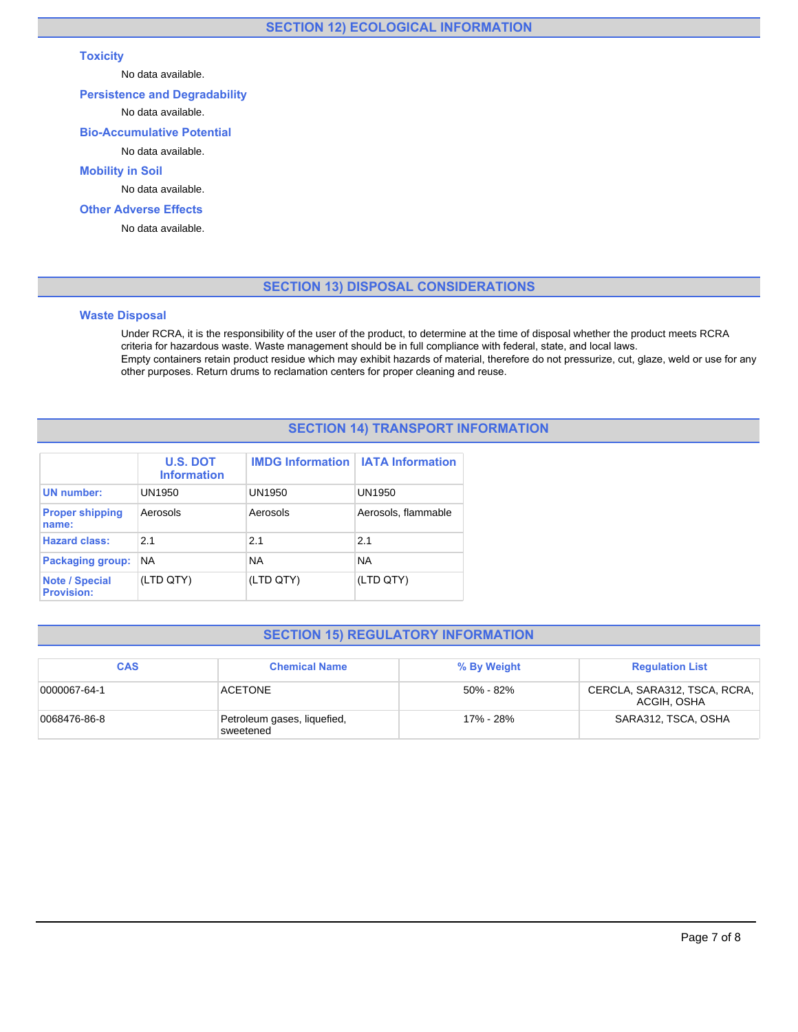## SECTION 12) ECOLOGICAL INFORMATION

### Toxicity

No data available.

### Persistence and Degradability

No data available.

### Bio-Accumulative Potential

No data available.

### Mobility in Soil

No data available.

### Other Adverse Effects

No data available.

## SECTION 13) DISPOSAL CONSIDERATIONS

### Waste Disposal

Under RCRA, it is the responsibility of the user of the product, to determine at the time of disposal whether the product meets RCRA criteria for hazardous waste. Waste management should be in full compliance with federal, state, and local laws.
Empty containers retain product residue which may exhibit hazards of material, therefore do not pressurize, cut, glaze, weld or use for any other purposes. Return drums to reclamation centers for proper cleaning and reuse.

## SECTION 14) TRANSPORT INFORMATION

| | U.S. DOT Information | IMDG Information | IATA Information |
|---|---|---|---|
| **UN number:** | UN1950 | UN1950 | UN1950 |
| **Proper shipping name:** | Aerosols | Aerosols | Aerosols, flammable |
| **Hazard class:** | 2.1 | 2.1 | 2.1 |
| **Packaging group:** | NA | NA | NA |
| **Note / Special Provision:** | (LTD QTY) | (LTD QTY) | (LTD QTY) |

## SECTION 15) REGULATORY INFORMATION

| CAS | Chemical Name | % By Weight | Regulation List |
|---|---|---|---|
| 0000067-64-1 | ACETONE | 50% - 82% | CERCLA, SARA312, TSCA, RCRA, ACGIH, OSHA |
| 0068476-86-8 | Petroleum gases, liquefied, sweetened | 17% - 28% | SARA312, TSCA, OSHA |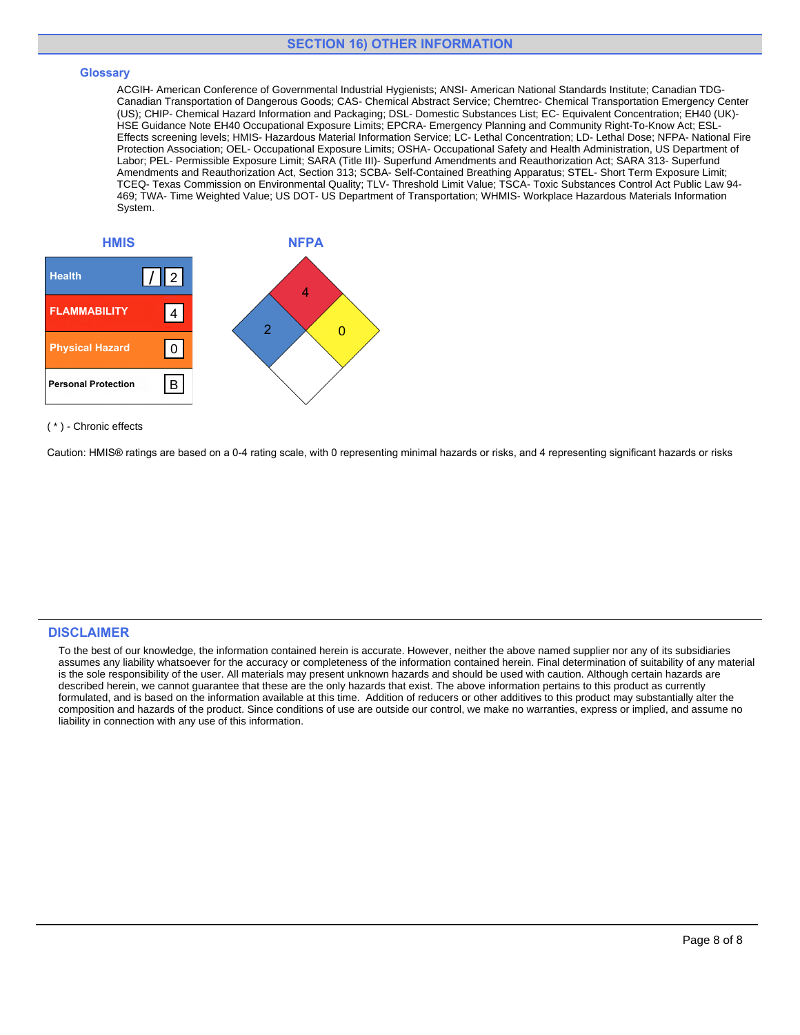## SECTION 16) OTHER INFORMATION

### Glossary

ACGIH- American Conference of Governmental Industrial Hygienists; ANSI- American National Standards Institute; Canadian TDG- Canadian Transportation of Dangerous Goods; CAS- Chemical Abstract Service; Chemtrec- Chemical Transportation Emergency Center (US); CHIP- Chemical Hazard Information and Packaging; DSL- Domestic Substances List; EC- Equivalent Concentration; EH40 (UK)- HSE Guidance Note EH40 Occupational Exposure Limits; EPCRA- Emergency Planning and Community Right-To-Know Act; ESL- Effects screening levels; HMIS- Hazardous Material Information Service; LC- Lethal Concentration; LD- Lethal Dose; NFPA- National Fire Protection Association; OEL- Occupational Exposure Limits; OSHA- Occupational Safety and Health Administration, US Department of Labor; PEL- Permissible Exposure Limit; SARA (Title III)- Superfund Amendments and Reauthorization Act; SARA 313- Superfund Amendments and Reauthorization Act, Section 313; SCBA- Self-Contained Breathing Apparatus; STEL- Short Term Exposure Limit; TCEQ- Texas Commission on Environmental Quality; TLV- Threshold Limit Value; TSCA- Toxic Substances Control Act Public Law 94-469; TWA- Time Weighted Value; US DOT- US Department of Transportation; WHMIS- Workplace Hazardous Materials Information System.

**HMIS**

| | |
|---|---|
| Health | / 2 |
| FLAMMABILITY | 4 |
| Physical Hazard | 0 |
| Personal Protection | B |

**NFPA**

4

2

0

( * ) - Chronic effects

Caution: HMIS® ratings are based on a 0-4 rating scale, with 0 representing minimal hazards or risks, and 4 representing significant hazards or risks

## DISCLAIMER

To the best of our knowledge, the information contained herein is accurate. However, neither the above named supplier nor any of its subsidiaries assumes any liability whatsoever for the accuracy or completeness of the information contained herein. Final determination of suitability of any material is the sole responsibility of the user. All materials may present unknown hazards and should be used with caution. Although certain hazards are described herein, we cannot guarantee that these are the only hazards that exist. The above information pertains to this product as currently formulated, and is based on the information available at this time. Addition of reducers or other additives to this product may substantially alter the composition and hazards of the product. Since conditions of use are outside our control, we make no warranties, express or implied, and assume no liability in connection with any use of this information.